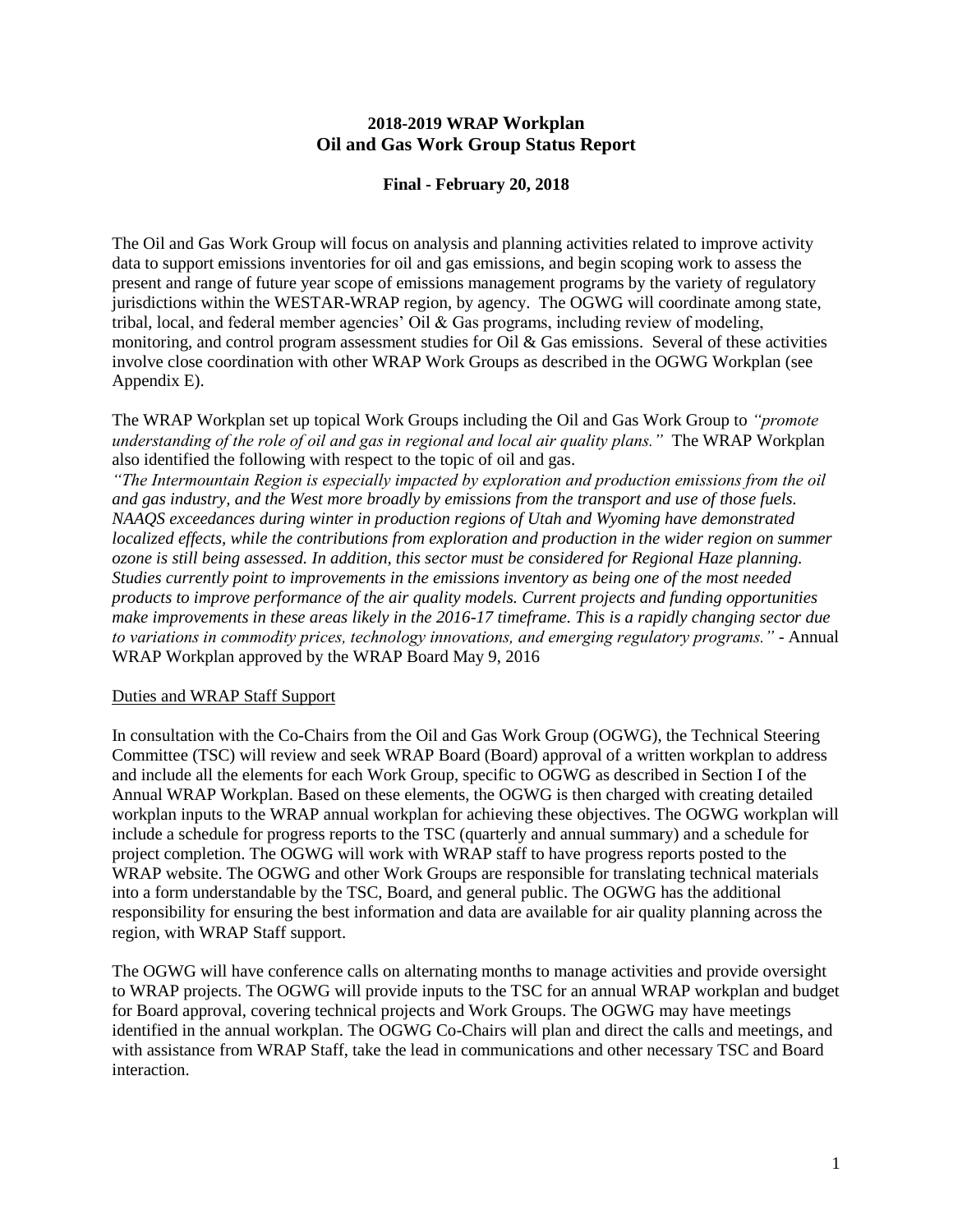# 2018-2019 WRAP Workplan
# Oil and Gas Work Group Status Report

**Final - February 20, 2018**

The Oil and Gas Work Group will focus on analysis and planning activities related to improve activity data to support emissions inventories for oil and gas emissions, and begin scoping work to assess the present and range of future year scope of emissions management programs by the variety of regulatory jurisdictions within the WESTAR-WRAP region, by agency. The OGWG will coordinate among state, tribal, local, and federal member agencies' Oil & Gas programs, including review of modeling, monitoring, and control program assessment studies for Oil & Gas emissions. Several of these activities involve close coordination with other WRAP Work Groups as described in the OGWG Workplan (see Appendix E).

The WRAP Workplan set up topical Work Groups including the Oil and Gas Work Group to *"promote understanding of the role of oil and gas in regional and local air quality plans."* The WRAP Workplan also identified the following with respect to the topic of oil and gas.
*"The Intermountain Region is especially impacted by exploration and production emissions from the oil and gas industry, and the West more broadly by emissions from the transport and use of those fuels. NAAQS exceedances during winter in production regions of Utah and Wyoming have demonstrated localized effects, while the contributions from exploration and production in the wider region on summer ozone is still being assessed. In addition, this sector must be considered for Regional Haze planning. Studies currently point to improvements in the emissions inventory as being one of the most needed products to improve performance of the air quality models. Current projects and funding opportunities make improvements in these areas likely in the 2016-17 timeframe. This is a rapidly changing sector due to variations in commodity prices, technology innovations, and emerging regulatory programs."* - Annual WRAP Workplan approved by the WRAP Board May 9, 2016

<u>Duties and WRAP Staff Support</u>

In consultation with the Co-Chairs from the Oil and Gas Work Group (OGWG), the Technical Steering Committee (TSC) will review and seek WRAP Board (Board) approval of a written workplan to address and include all the elements for each Work Group, specific to OGWG as described in Section I of the Annual WRAP Workplan. Based on these elements, the OGWG is then charged with creating detailed workplan inputs to the WRAP annual workplan for achieving these objectives. The OGWG workplan will include a schedule for progress reports to the TSC (quarterly and annual summary) and a schedule for project completion. The OGWG will work with WRAP staff to have progress reports posted to the WRAP website. The OGWG and other Work Groups are responsible for translating technical materials into a form understandable by the TSC, Board, and general public. The OGWG has the additional responsibility for ensuring the best information and data are available for air quality planning across the region, with WRAP Staff support.

The OGWG will have conference calls on alternating months to manage activities and provide oversight to WRAP projects. The OGWG will provide inputs to the TSC for an annual WRAP workplan and budget for Board approval, covering technical projects and Work Groups. The OGWG may have meetings identified in the annual workplan. The OGWG Co-Chairs will plan and direct the calls and meetings, and with assistance from WRAP Staff, take the lead in communications and other necessary TSC and Board interaction.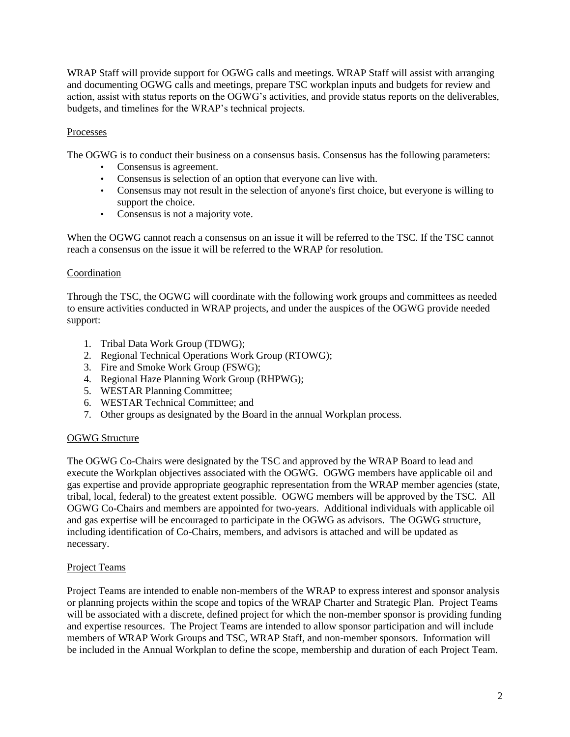WRAP Staff will provide support for OGWG calls and meetings. WRAP Staff will assist with arranging and documenting OGWG calls and meetings, prepare TSC workplan inputs and budgets for review and action, assist with status reports on the OGWG's activities, and provide status reports on the deliverables, budgets, and timelines for the WRAP's technical projects.

## Processes

The OGWG is to conduct their business on a consensus basis. Consensus has the following parameters:

- Consensus is agreement.
- Consensus is selection of an option that everyone can live with.
- Consensus may not result in the selection of anyone's first choice, but everyone is willing to support the choice.
- Consensus is not a majority vote.

When the OGWG cannot reach a consensus on an issue it will be referred to the TSC. If the TSC cannot reach a consensus on the issue it will be referred to the WRAP for resolution.

## Coordination

Through the TSC, the OGWG will coordinate with the following work groups and committees as needed to ensure activities conducted in WRAP projects, and under the auspices of the OGWG provide needed support:

1. Tribal Data Work Group (TDWG);
2. Regional Technical Operations Work Group (RTOWG);
3. Fire and Smoke Work Group (FSWG);
4. Regional Haze Planning Work Group (RHPWG);
5. WESTAR Planning Committee;
6. WESTAR Technical Committee; and
7. Other groups as designated by the Board in the annual Workplan process.

## OGWG Structure

The OGWG Co-Chairs were designated by the TSC and approved by the WRAP Board to lead and execute the Workplan objectives associated with the OGWG. OGWG members have applicable oil and gas expertise and provide appropriate geographic representation from the WRAP member agencies (state, tribal, local, federal) to the greatest extent possible. OGWG members will be approved by the TSC. All OGWG Co-Chairs and members are appointed for two-years. Additional individuals with applicable oil and gas expertise will be encouraged to participate in the OGWG as advisors. The OGWG structure, including identification of Co-Chairs, members, and advisors is attached and will be updated as necessary.

## Project Teams

Project Teams are intended to enable non-members of the WRAP to express interest and sponsor analysis or planning projects within the scope and topics of the WRAP Charter and Strategic Plan. Project Teams will be associated with a discrete, defined project for which the non-member sponsor is providing funding and expertise resources. The Project Teams are intended to allow sponsor participation and will include members of WRAP Work Groups and TSC, WRAP Staff, and non-member sponsors. Information will be included in the Annual Workplan to define the scope, membership and duration of each Project Team.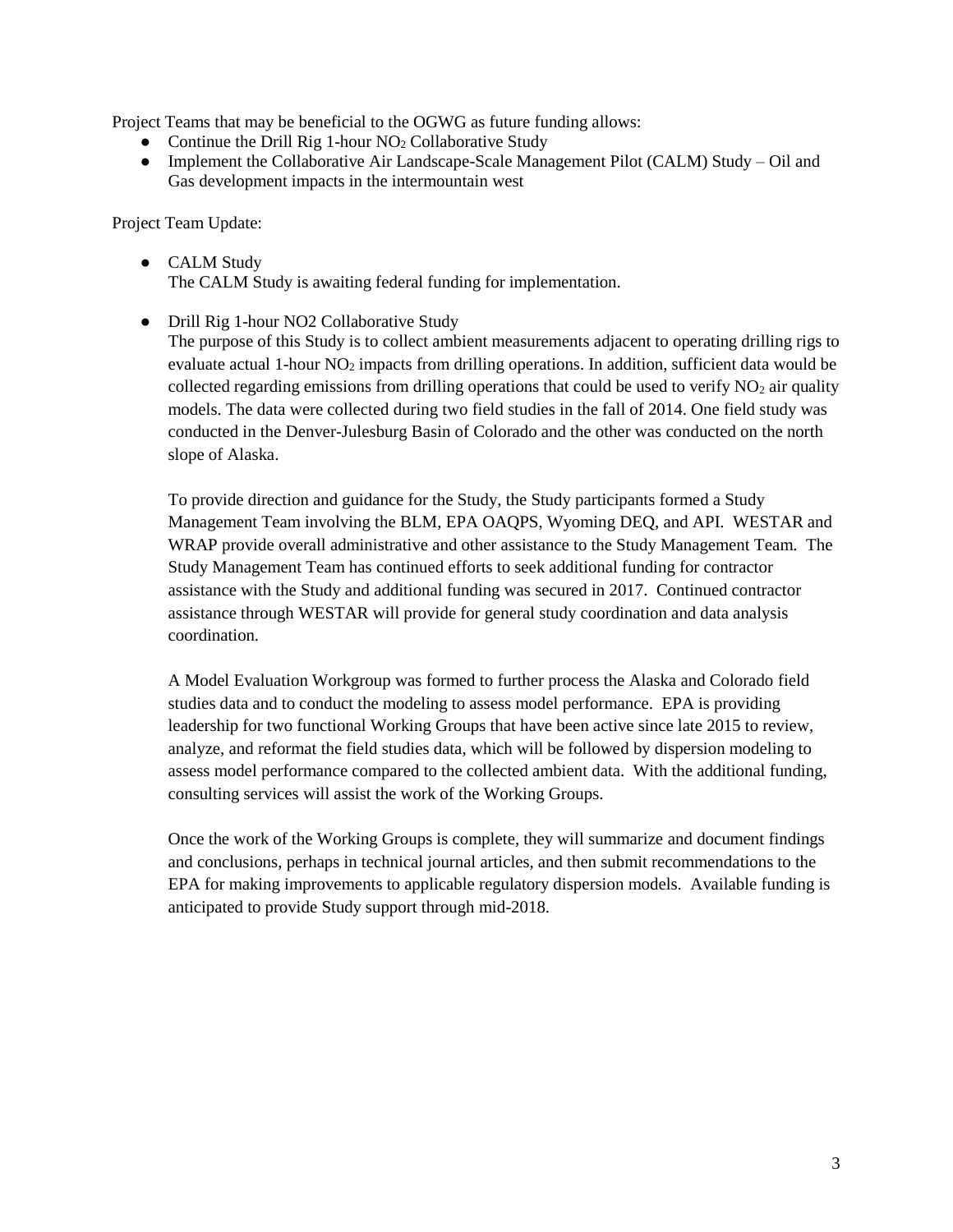Project Teams that may be beneficial to the OGWG as future funding allows:

- Continue the Drill Rig 1-hour $NO_2$ Collaborative Study
- Implement the Collaborative Air Landscape-Scale Management Pilot (CALM) Study – Oil and Gas development impacts in the intermountain west

Project Team Update:

- CALM Study
  The CALM Study is awaiting federal funding for implementation.

- Drill Rig 1-hour NO2 Collaborative Study
  The purpose of this Study is to collect ambient measurements adjacent to operating drilling rigs to evaluate actual 1-hour $NO_2$ impacts from drilling operations. In addition, sufficient data would be collected regarding emissions from drilling operations that could be used to verify $NO_2$ air quality models. The data were collected during two field studies in the fall of 2014. One field study was conducted in the Denver-Julesburg Basin of Colorado and the other was conducted on the north slope of Alaska.

  To provide direction and guidance for the Study, the Study participants formed a Study Management Team involving the BLM, EPA OAQPS, Wyoming DEQ, and API. WESTAR and WRAP provide overall administrative and other assistance to the Study Management Team. The Study Management Team has continued efforts to seek additional funding for contractor assistance with the Study and additional funding was secured in 2017. Continued contractor assistance through WESTAR will provide for general study coordination and data analysis coordination.

  A Model Evaluation Workgroup was formed to further process the Alaska and Colorado field studies data and to conduct the modeling to assess model performance. EPA is providing leadership for two functional Working Groups that have been active since late 2015 to review, analyze, and reformat the field studies data, which will be followed by dispersion modeling to assess model performance compared to the collected ambient data. With the additional funding, consulting services will assist the work of the Working Groups.

  Once the work of the Working Groups is complete, they will summarize and document findings and conclusions, perhaps in technical journal articles, and then submit recommendations to the EPA for making improvements to applicable regulatory dispersion models. Available funding is anticipated to provide Study support through mid-2018.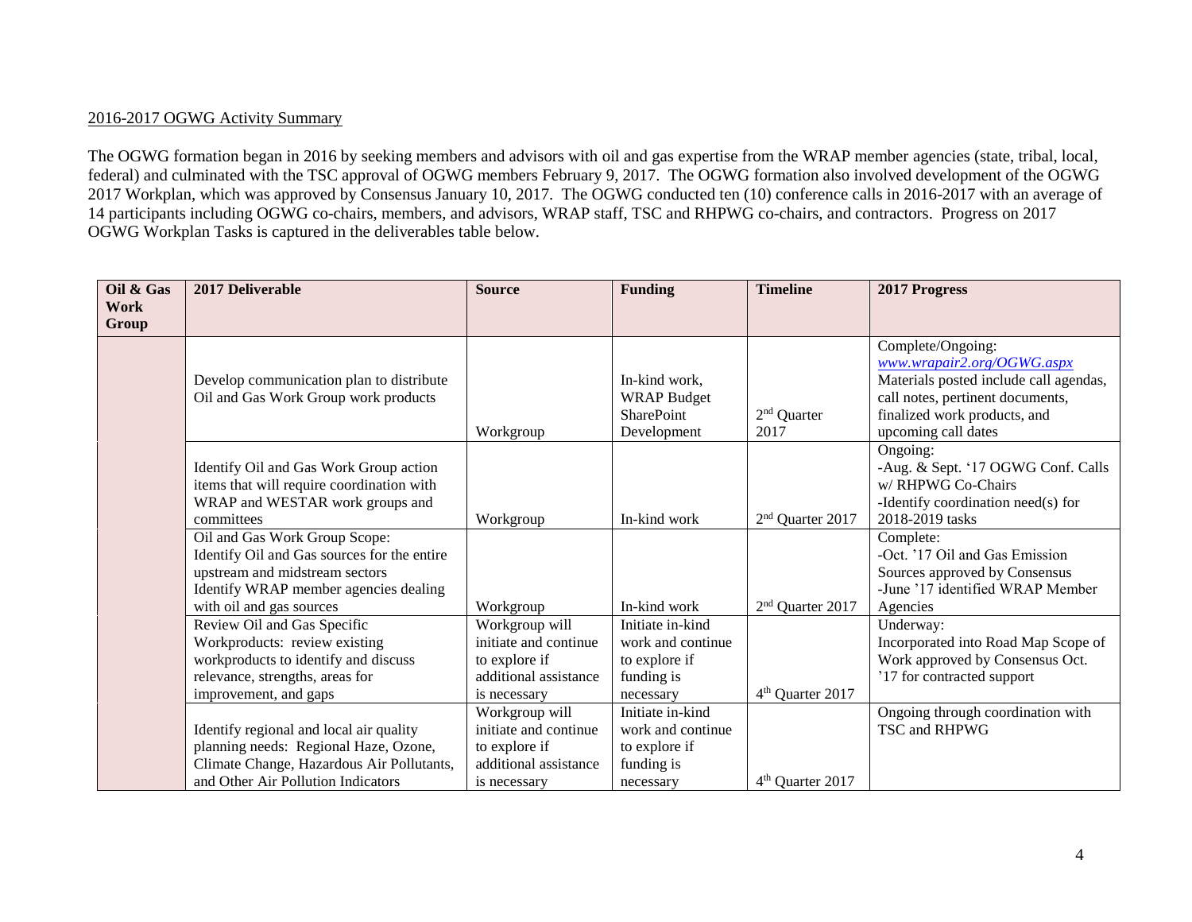2016-2017 OGWG Activity Summary

The OGWG formation began in 2016 by seeking members and advisors with oil and gas expertise from the WRAP member agencies (state, tribal, local, federal) and culminated with the TSC approval of OGWG members February 9, 2017. The OGWG formation also involved development of the OGWG 2017 Workplan, which was approved by Consensus January 10, 2017. The OGWG conducted ten (10) conference calls in 2016-2017 with an average of 14 participants including OGWG co-chairs, members, and advisors, WRAP staff, TSC and RHPWG co-chairs, and contractors. Progress on 2017 OGWG Workplan Tasks is captured in the deliverables table below.

| Oil & Gas Work Group | 2017 Deliverable | Source | Funding | Timeline | 2017 Progress |
|---|---|---|---|---|---|
| | Develop communication plan to distribute Oil and Gas Work Group work products | Workgroup | In-kind work, WRAP Budget SharePoint Development | 2nd Quarter 2017 | Complete/Ongoing: *www.wrapair2.org/OGWG.aspx* Materials posted include call agendas, call notes, pertinent documents, finalized work products, and upcoming call dates |
| | Identify Oil and Gas Work Group action items that will require coordination with WRAP and WESTAR work groups and committees | Workgroup | In-kind work | 2nd Quarter 2017 | Ongoing: -Aug. & Sept. '17 OGWG Conf. Calls w/ RHPWG Co-Chairs -Identify coordination need(s) for 2018-2019 tasks |
| | Oil and Gas Work Group Scope: Identify Oil and Gas sources for the entire upstream and midstream sectors Identify WRAP member agencies dealing with oil and gas sources | Workgroup | In-kind work | 2nd Quarter 2017 | Complete: -Oct. '17 Oil and Gas Emission Sources approved by Consensus -June '17 identified WRAP Member Agencies |
| | Review Oil and Gas Specific Workproducts: review existing workproducts to identify and discuss relevance, strengths, areas for improvement, and gaps | Workgroup will initiate and continue to explore if additional assistance is necessary | Initiate in-kind work and continue to explore if funding is necessary | 4th Quarter 2017 | Underway: Incorporated into Road Map Scope of Work approved by Consensus Oct. '17 for contracted support |
| | Identify regional and local air quality planning needs: Regional Haze, Ozone, Climate Change, Hazardous Air Pollutants, and Other Air Pollution Indicators | Workgroup will initiate and continue to explore if additional assistance is necessary | Initiate in-kind work and continue to explore if funding is necessary | 4th Quarter 2017 | Ongoing through coordination with TSC and RHPWG |